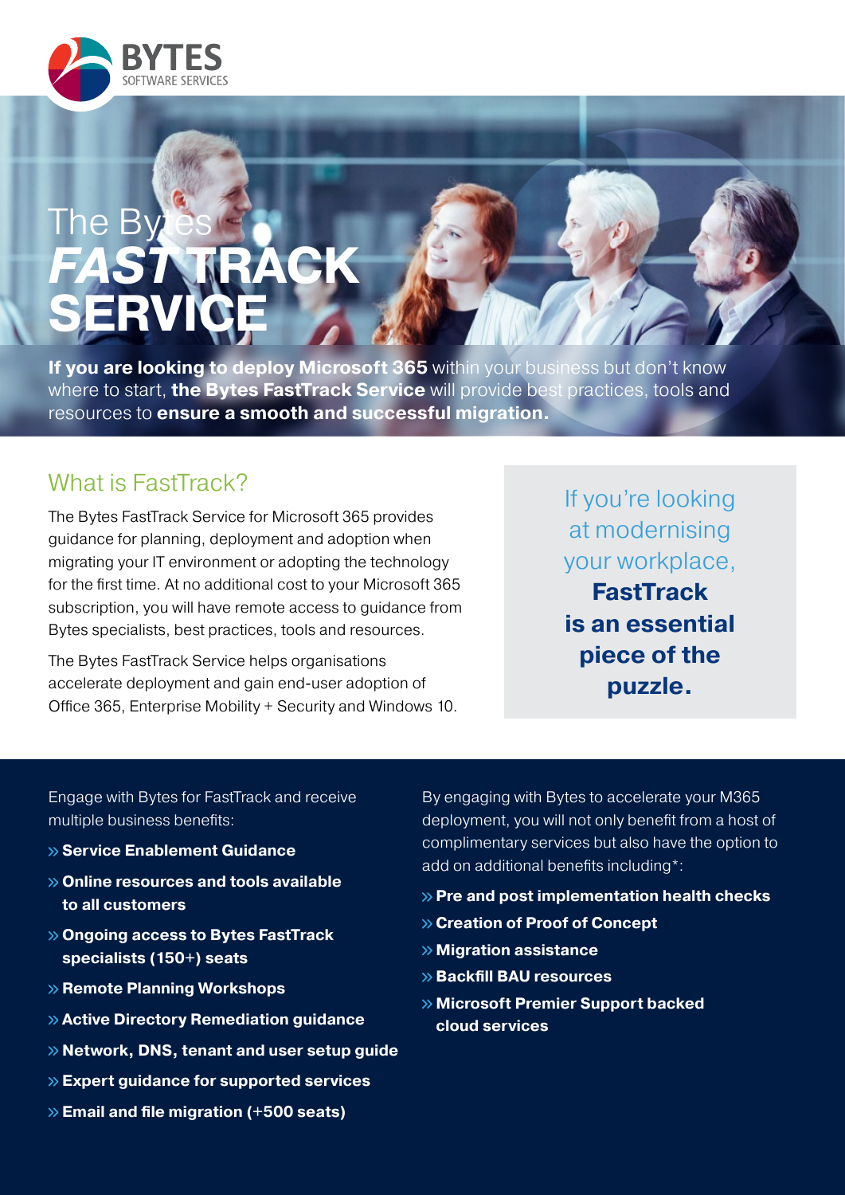BYTES
SOFTWARE SERVICES

# The Bytes *FAST* TRACK SERVICE

**If you are looking to deploy Microsoft 365** within your business but don't know where to start, **the Bytes FastTrack Service** will provide best practices, tools and resources to **ensure a smooth and successful migration.**

## What is FastTrack?

The Bytes FastTrack Service for Microsoft 365 provides guidance for planning, deployment and adoption when migrating your IT environment or adopting the technology for the first time. At no additional cost to your Microsoft 365 subscription, you will have remote access to guidance from Bytes specialists, best practices, tools and resources.

The Bytes FastTrack Service helps organisations accelerate deployment and gain end-user adoption of Office 365, Enterprise Mobility + Security and Windows 10.

> If you're looking at modernising your workplace, **FastTrack is an essential piece of the puzzle.**

Engage with Bytes for FastTrack and receive multiple business benefits:

- **Service Enablement Guidance**
- **Online resources and tools available to all customers**
- **Ongoing access to Bytes FastTrack specialists (150+) seats**
- **Remote Planning Workshops**
- **Active Directory Remediation guidance**
- **Network, DNS, tenant and user setup guide**
- **Expert guidance for supported services**
- **Email and file migration (+500 seats)**

By engaging with Bytes to accelerate your M365 deployment, you will not only benefit from a host of complimentary services but also have the option to add on additional benefits including*:

- **Pre and post implementation health checks**
- **Creation of Proof of Concept**
- **Migration assistance**
- **Backfill BAU resources**
- **Microsoft Premier Support backed cloud services**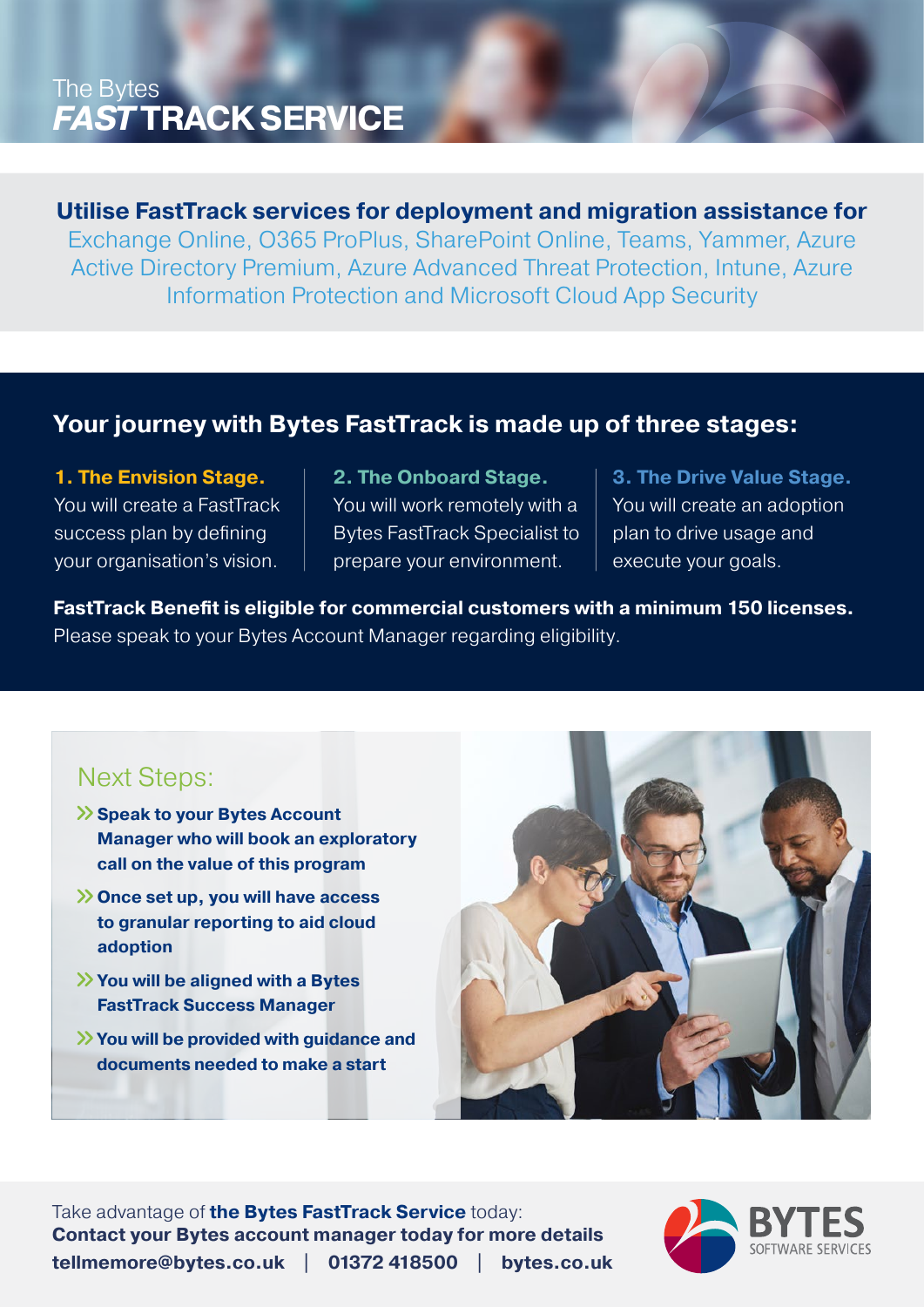The Bytes

# *FAST* TRACK SERVICE

**Utilise FastTrack services for deployment and migration assistance for** Exchange Online, O365 ProPlus, SharePoint Online, Teams, Yammer, Azure Active Directory Premium, Azure Advanced Threat Protection, Intune, Azure Information Protection and Microsoft Cloud App Security

## Your journey with Bytes FastTrack is made up of three stages:

**1. The Envision Stage.** You will create a FastTrack success plan by defining your organisation's vision.

**2. The Onboard Stage.** You will work remotely with a Bytes FastTrack Specialist to prepare your environment.

**3. The Drive Value Stage.** You will create an adoption plan to drive usage and execute your goals.

**FastTrack Benefit is eligible for commercial customers with a minimum 150 licenses.** Please speak to your Bytes Account Manager regarding eligibility.

## Next Steps:

- **Speak to your Bytes Account Manager who will book an exploratory call on the value of this program**
- **Once set up, you will have access to granular reporting to aid cloud adoption**
- **You will be aligned with a Bytes FastTrack Success Manager**
- **You will be provided with guidance and documents needed to make a start**

Take advantage of **the Bytes FastTrack Service** today:
**Contact your Bytes account manager today for more details**
**tellmemore@bytes.co.uk | 01372 418500 | bytes.co.uk**

BYTES SOFTWARE SERVICES